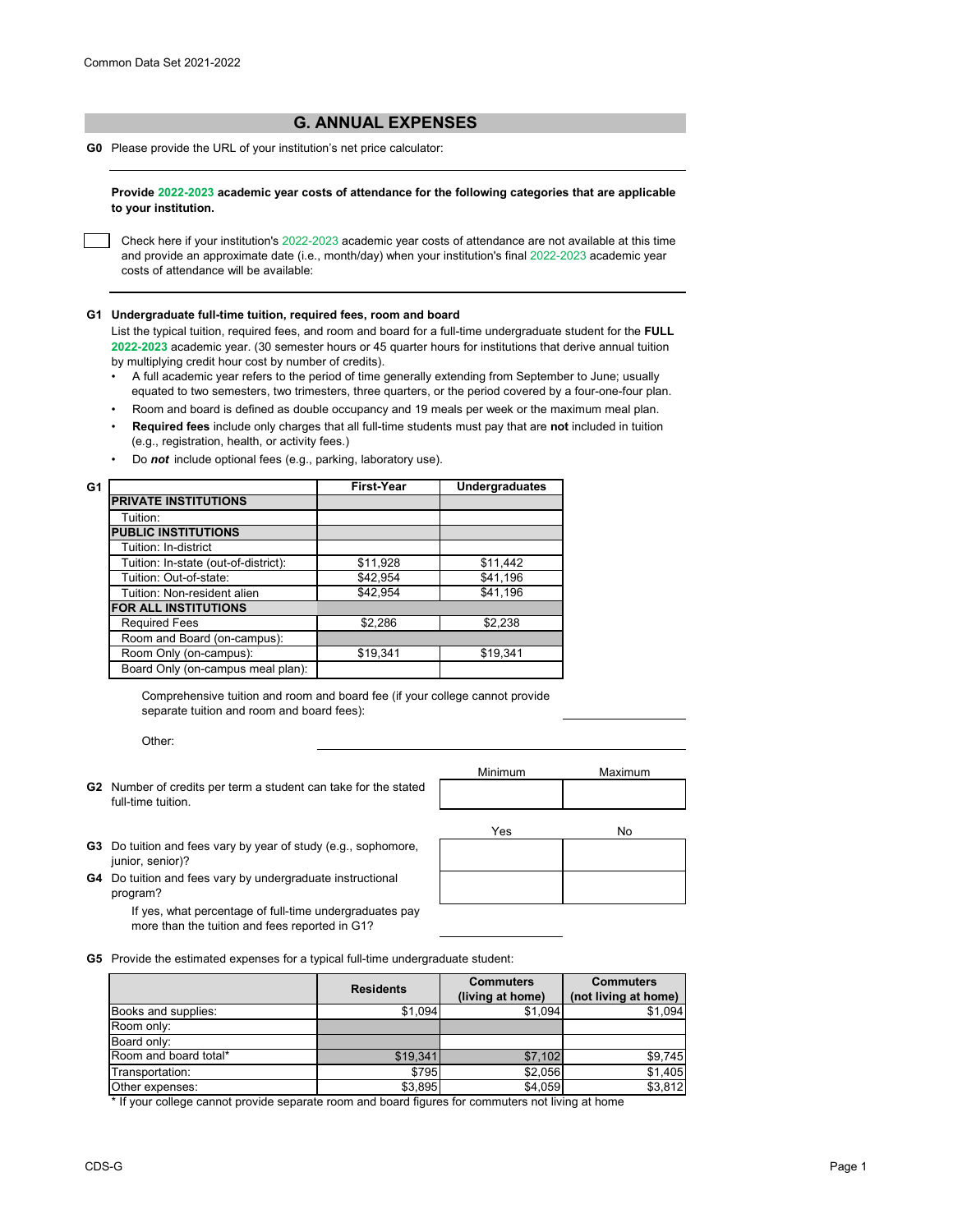## G. ANNUAL EXPENSES

**G0** Please provide the URL of your institution's net price calculator:

**Provide 2022-2023 academic year costs of attendance for the following categories that are applicable to your institution.**

☐ Check here if your institution's 2022-2023 academic year costs of attendance are not available at this time and provide an approximate date (i.e., month/day) when your institution's final 2022-2023 academic year costs of attendance will be available:

**G1 Undergraduate full-time tuition, required fees, room and board**

List the typical tuition, required fees, and room and board for a full-time undergraduate student for the **FULL 2022-2023** academic year. (30 semester hours or 45 quarter hours for institutions that derive annual tuition by multiplying credit hour cost by number of credits).

- A full academic year refers to the period of time generally extending from September to June; usually equated to two semesters, two trimesters, three quarters, or the period covered by a four-one-four plan.
- Room and board is defined as double occupancy and 19 meals per week or the maximum meal plan.
- **Required fees** include only charges that all full-time students must pay that are **not** included in tuition (e.g., registration, health, or activity fees.)
- Do ***not*** include optional fees (e.g., parking, laboratory use).

| G1 | First-Year | Undergraduates |
|---|---|---|
| **PRIVATE INSTITUTIONS** | | |
| Tuition: | | |
| **PUBLIC INSTITUTIONS** | | |
| Tuition: In-district | | |
| Tuition: In-state (out-of-district): | $11,928 | $11,442 |
| Tuition: Out-of-state: | $42,954 | $41,196 |
| Tuition: Non-resident alien | $42,954 | $41,196 |
| **FOR ALL INSTITUTIONS** | | |
| Required Fees | $2,286 | $2,238 |
| Room and Board (on-campus): | | |
| Room Only (on-campus): | $19,341 | $19,341 |
| Board Only (on-campus meal plan): | | |

Comprehensive tuition and room and board fee (if your college cannot provide separate tuition and room and board fees):

Other:

| | Minimum | Maximum |
|---|---|---|
| **G2** Number of credits per term a student can take for the stated full-time tuition. | | |

| | Yes | No |
|---|---|---|
| **G3** Do tuition and fees vary by year of study (e.g., sophomore, junior, senior)? | | |
| **G4** Do tuition and fees vary by undergraduate instructional program? | | |

If yes, what percentage of full-time undergraduates pay more than the tuition and fees reported in G1?

**G5** Provide the estimated expenses for a typical full-time undergraduate student:

| | Residents | Commuters (living at home) | Commuters (not living at home) |
|---|---|---|---|
| Books and supplies: | $1,094 | $1,094 | $1,094 |
| Room only: | | | |
| Board only: | | | |
| Room and board total* | $19,341 | $7,102 | $9,745 |
| Transportation: | $795 | $2,056 | $1,405 |
| Other expenses: | $3,895 | $4,059 | $3,812 |

* If your college cannot provide separate room and board figures for commuters not living at home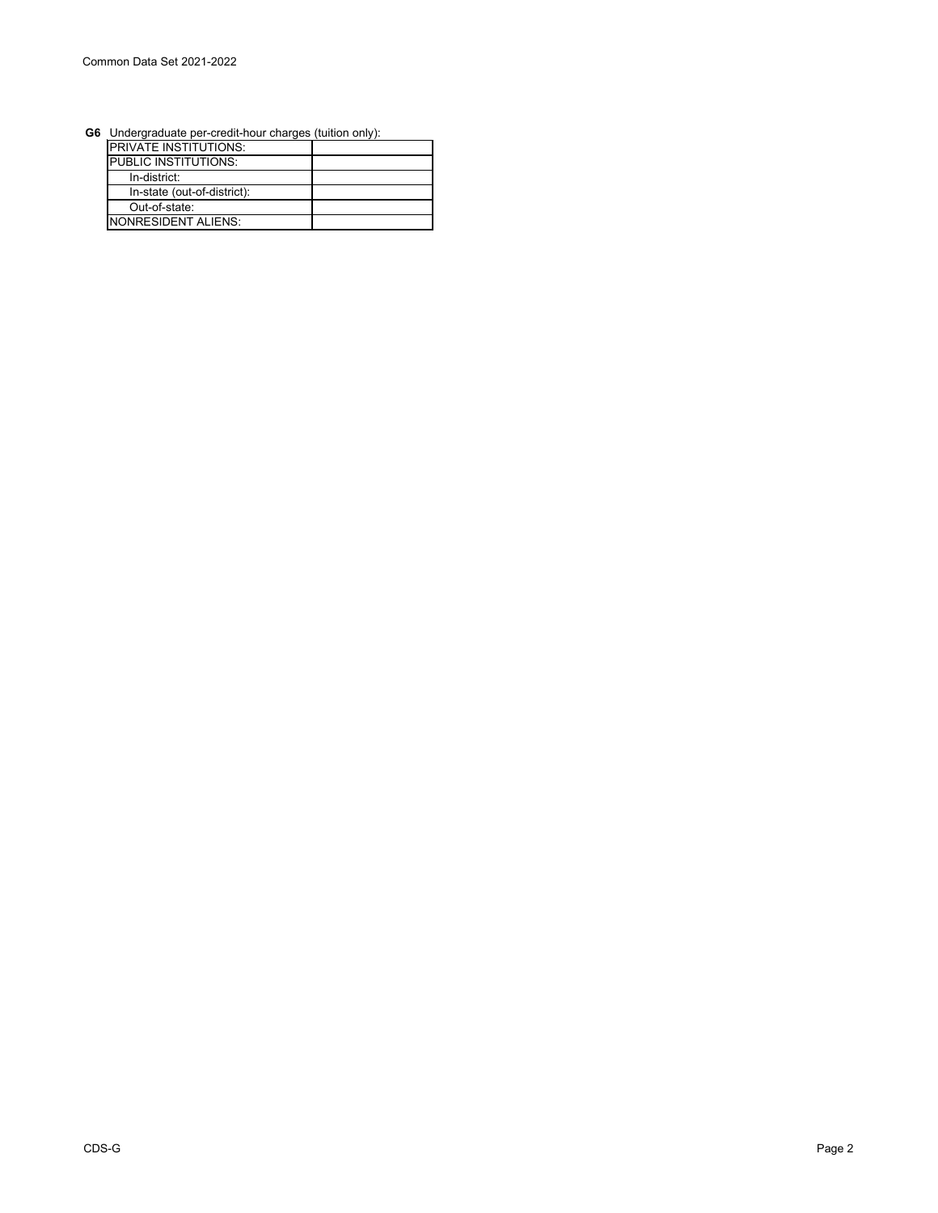**G6** Undergraduate per-credit-hour charges (tuition only):

| | |
|---|---|
| PRIVATE INSTITUTIONS: | |
| PUBLIC INSTITUTIONS: | |
| In-district: | |
| In-state (out-of-district): | |
| Out-of-state: | |
| NONRESIDENT ALIENS: | |